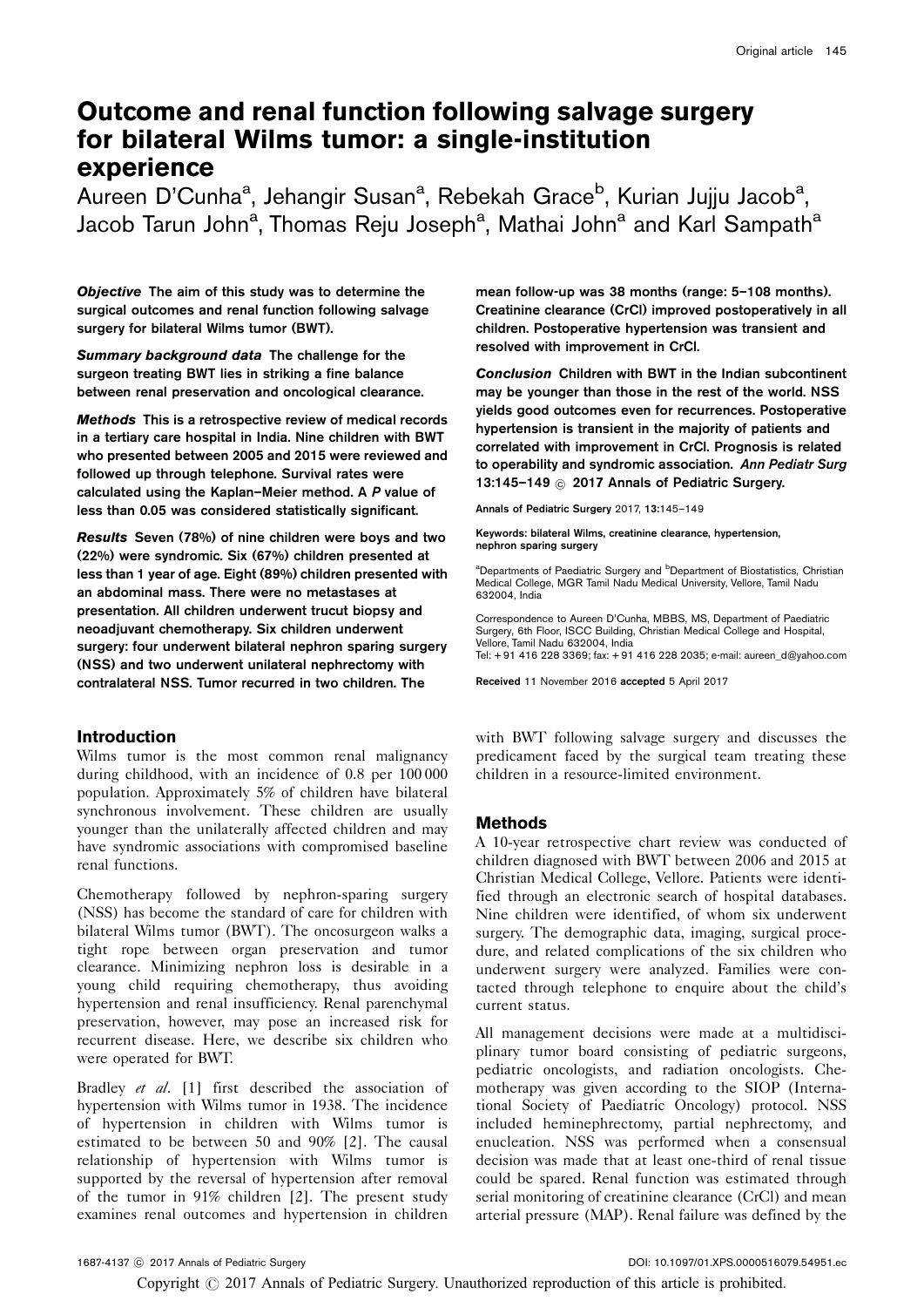# Outcome and renal function following salvage surgery for bilateral Wilms tumor: a single-institution experience

Aureen D'Cunha[a], Jehangir Susan[a], Rebekah Grace[b], Kurian Jujju Jacob[a], Jacob Tarun John[a], Thomas Reju Joseph[a], Mathai John[a] and Karl Sampath[a]

***Objective*** **The aim of this study was to determine the surgical outcomes and renal function following salvage surgery for bilateral Wilms tumor (BWT).**

***Summary background data*** **The challenge for the surgeon treating BWT lies in striking a fine balance between renal preservation and oncological clearance.**

***Methods*** **This is a retrospective review of medical records in a tertiary care hospital in India. Nine children with BWT who presented between 2005 and 2015 were reviewed and followed up through telephone. Survival rates were calculated using the Kaplan–Meier method. A *P* value of less than 0.05 was considered statistically significant.**

***Results*** **Seven (78%) of nine children were boys and two (22%) were syndromic. Six (67%) children presented at less than 1 year of age. Eight (89%) children presented with an abdominal mass. There were no metastases at presentation. All children underwent trucut biopsy and neoadjuvant chemotherapy. Six children underwent surgery: four underwent bilateral nephron sparing surgery (NSS) and two underwent unilateral nephrectomy with contralateral NSS. Tumor recurred in two children. The mean follow-up was 38 months (range: 5–108 months). Creatinine clearance (CrCl) improved postoperatively in all children. Postoperative hypertension was transient and resolved with improvement in CrCl.**

***Conclusion*** **Children with BWT in the Indian subcontinent may be younger than those in the rest of the world. NSS yields good outcomes even for recurrences. Postoperative hypertension is transient in the majority of patients and correlated with improvement in CrCl. Prognosis is related to operability and syndromic association.** ***Ann Pediatr Surg*** **13:145–149 © 2017 Annals of Pediatric Surgery.**

Annals of Pediatric Surgery 2017, 13:145–149

Keywords: bilateral Wilms, creatinine clearance, hypertension, nephron sparing surgery

[a]Departments of Paediatric Surgery and [b]Department of Biostatistics, Christian Medical College, MGR Tamil Nadu Medical University, Vellore, Tamil Nadu 632004, India

Correspondence to Aureen D'Cunha, MBBS, MS, Department of Paediatric Surgery, 6th Floor, ISCC Building, Christian Medical College and Hospital, Vellore, Tamil Nadu 632004, India
Tel: +91 416 228 3369; fax: +91 416 228 2035; e-mail: aureen_d@yahoo.com

Received 11 November 2016 accepted 5 April 2017

## Introduction

Wilms tumor is the most common renal malignancy during childhood, with an incidence of 0.8 per 100 000 population. Approximately 5% of children have bilateral synchronous involvement. These children are usually younger than the unilaterally affected children and may have syndromic associations with compromised baseline renal functions.

Chemotherapy followed by nephron-sparing surgery (NSS) has become the standard of care for children with bilateral Wilms tumor (BWT). The oncosurgeon walks a tight rope between organ preservation and tumor clearance. Minimizing nephron loss is desirable in a young child requiring chemotherapy, thus avoiding hypertension and renal insufficiency. Renal parenchymal preservation, however, may pose an increased risk for recurrent disease. Here, we describe six children who were operated for BWT.

Bradley *et al.* [1] first described the association of hypertension with Wilms tumor in 1938. The incidence of hypertension in children with Wilms tumor is estimated to be between 50 and 90% [2]. The causal relationship of hypertension with Wilms tumor is supported by the reversal of hypertension after removal of the tumor in 91% children [2]. The present study examines renal outcomes and hypertension in children with BWT following salvage surgery and discusses the predicament faced by the surgical team treating these children in a resource-limited environment.

## Methods

A 10-year retrospective chart review was conducted of children diagnosed with BWT between 2006 and 2015 at Christian Medical College, Vellore. Patients were identified through an electronic search of hospital databases. Nine children were identified, of whom six underwent surgery. The demographic data, imaging, surgical procedure, and related complications of the six children who underwent surgery were analyzed. Families were contacted through telephone to enquire about the child's current status.

All management decisions were made at a multidisciplinary tumor board consisting of pediatric surgeons, pediatric oncologists, and radiation oncologists. Chemotherapy was given according to the SIOP (International Society of Paediatric Oncology) protocol. NSS included heminephrectomy, partial nephrectomy, and enucleation. NSS was performed when a consensual decision was made that at least one-third of renal tissue could be spared. Renal function was estimated through serial monitoring of creatinine clearance (CrCl) and mean arterial pressure (MAP). Renal failure was defined by the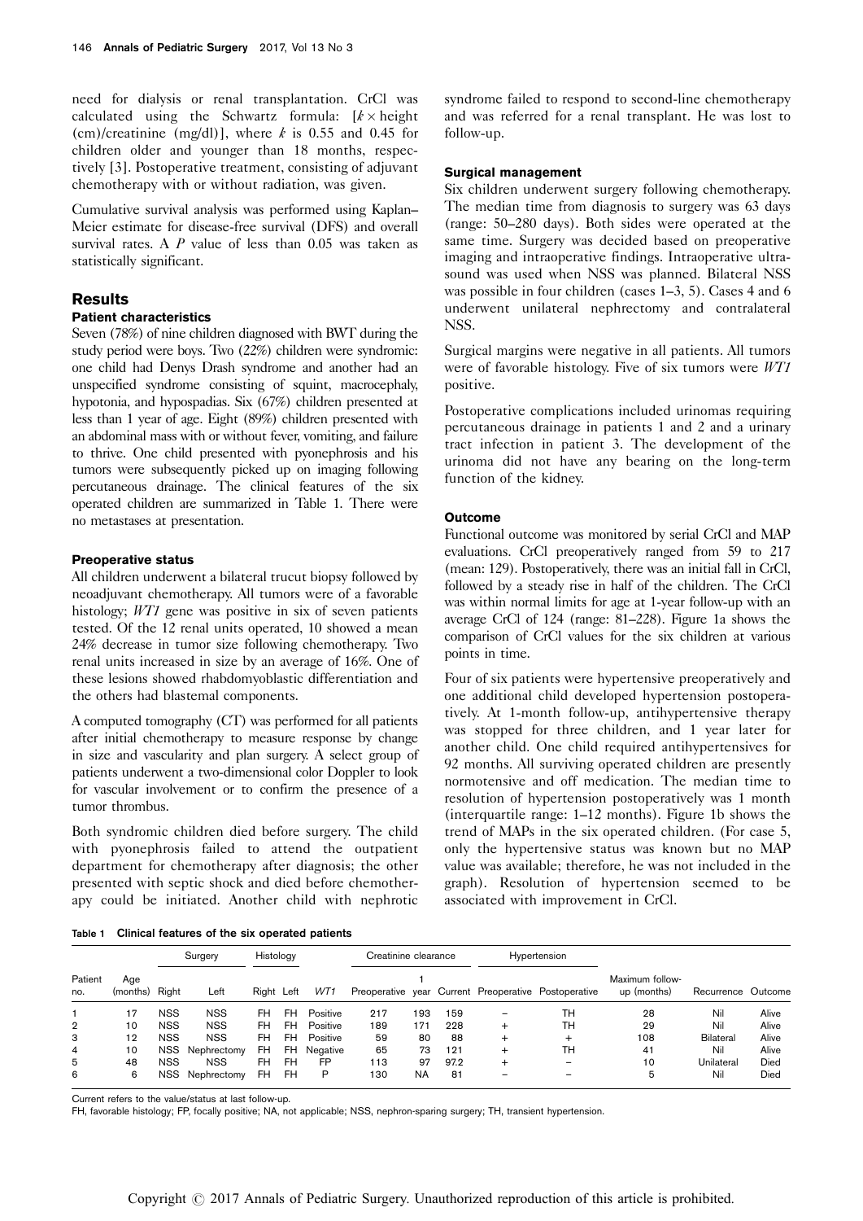need for dialysis or renal transplantation. CrCl was calculated using the Schwartz formula: [$k \times$ height (cm)/creatinine (mg/dl)], where $k$ is 0.55 and 0.45 for children older and younger than 18 months, respectively [3]. Postoperative treatment, consisting of adjuvant chemotherapy with or without radiation, was given.

Cumulative survival analysis was performed using Kaplan–Meier estimate for disease-free survival (DFS) and overall survival rates. A $P$ value of less than 0.05 was taken as statistically significant.

## Results

### Patient characteristics

Seven (78%) of nine children diagnosed with BWT during the study period were boys. Two (22%) children were syndromic: one child had Denys Drash syndrome and another had an unspecified syndrome consisting of squint, macrocephaly, hypotonia, and hypospadias. Six (67%) children presented at less than 1 year of age. Eight (89%) children presented with an abdominal mass with or without fever, vomiting, and failure to thrive. One child presented with pyonephrosis and his tumors were subsequently picked up on imaging following percutaneous drainage. The clinical features of the six operated children are summarized in Table 1. There were no metastases at presentation.

### Preoperative status

All children underwent a bilateral trucut biopsy followed by neoadjuvant chemotherapy. All tumors were of a favorable histology; *WT1* gene was positive in six of seven patients tested. Of the 12 renal units operated, 10 showed a mean 24% decrease in tumor size following chemotherapy. Two renal units increased in size by an average of 16%. One of these lesions showed rhabdomyoblastic differentiation and the others had blastemal components.

A computed tomography (CT) was performed for all patients after initial chemotherapy to measure response by change in size and vascularity and plan surgery. A select group of patients underwent a two-dimensional color Doppler to look for vascular involvement or to confirm the presence of a tumor thrombus.

Both syndromic children died before surgery. The child with pyonephrosis failed to attend the outpatient department for chemotherapy after diagnosis; the other presented with septic shock and died before chemotherapy could be initiated. Another child with nephrotic syndrome failed to respond to second-line chemotherapy and was referred for a renal transplant. He was lost to follow-up.

### Surgical management

Six children underwent surgery following chemotherapy. The median time from diagnosis to surgery was 63 days (range: 50–280 days). Both sides were operated at the same time. Surgery was decided based on preoperative imaging and intraoperative findings. Intraoperative ultrasound was used when NSS was planned. Bilateral NSS was possible in four children (cases 1–3, 5). Cases 4 and 6 underwent unilateral nephrectomy and contralateral NSS.

Surgical margins were negative in all patients. All tumors were of favorable histology. Five of six tumors were *WT1* positive.

Postoperative complications included urinomas requiring percutaneous drainage in patients 1 and 2 and a urinary tract infection in patient 3. The development of the urinoma did not have any bearing on the long-term function of the kidney.

### Outcome

Functional outcome was monitored by serial CrCl and MAP evaluations. CrCl preoperatively ranged from 59 to 217 (mean: 129). Postoperatively, there was an initial fall in CrCl, followed by a steady rise in half of the children. The CrCl was within normal limits for age at 1-year follow-up with an average CrCl of 124 (range: 81–228). Figure 1a shows the comparison of CrCl values for the six children at various points in time.

Four of six patients were hypertensive preoperatively and one additional child developed hypertension postoperatively. At 1-month follow-up, antihypertensive therapy was stopped for three children, and 1 year later for another child. One child required antihypertensives for 92 months. All surviving operated children are presently normotensive and off medication. The median time to resolution of hypertension postoperatively was 1 month (interquartile range: 1–12 months). Figure 1b shows the trend of MAPs in the six operated children. (For case 5, only the hypertensive status was known but no MAP value was available; therefore, he was not included in the graph). Resolution of hypertension seemed to be associated with improvement in CrCl.

**Table 1 Clinical features of the six operated patients**

| Patient no. | Age (months) | Surgery | | Histology | | *WT1* | Creatinine clearance | | | Hypertension | | Maximum follow-up (months) | Recurrence | Outcome |
|---|---|---|---|---|---|---|---|---|---|---|---|---|---|---|
| | | Right | Left | Right | Left | | Preoperative | 1 year | Current | Preoperative | Postoperative | | | |
| 1 | 17 | NSS | NSS | FH | FH | Positive | 217 | 193 | 159 | – | TH | 28 | Nil | Alive |
| 2 | 10 | NSS | NSS | FH | FH | Positive | 189 | 171 | 228 | + | TH | 29 | Nil | Alive |
| 3 | 12 | NSS | NSS | FH | FH | Positive | 59 | 80 | 88 | + | + | 108 | Bilateral | Alive |
| 4 | 10 | NSS | Nephrectomy | FH | FH | Negative | 65 | 73 | 121 | + | TH | 41 | Nil | Alive |
| 5 | 48 | NSS | NSS | FH | FH | FP | 113 | 97 | 97.2 | + | – | 10 | Unilateral | Died |
| 6 | 6 | NSS | Nephrectomy | FH | FH | P | 130 | NA | 81 | – | – | 5 | Nil | Died |

Current refers to the value/status at last follow-up.

FH, favorable histology; FP, focally positive; NA, not applicable; NSS, nephron-sparing surgery; TH, transient hypertension.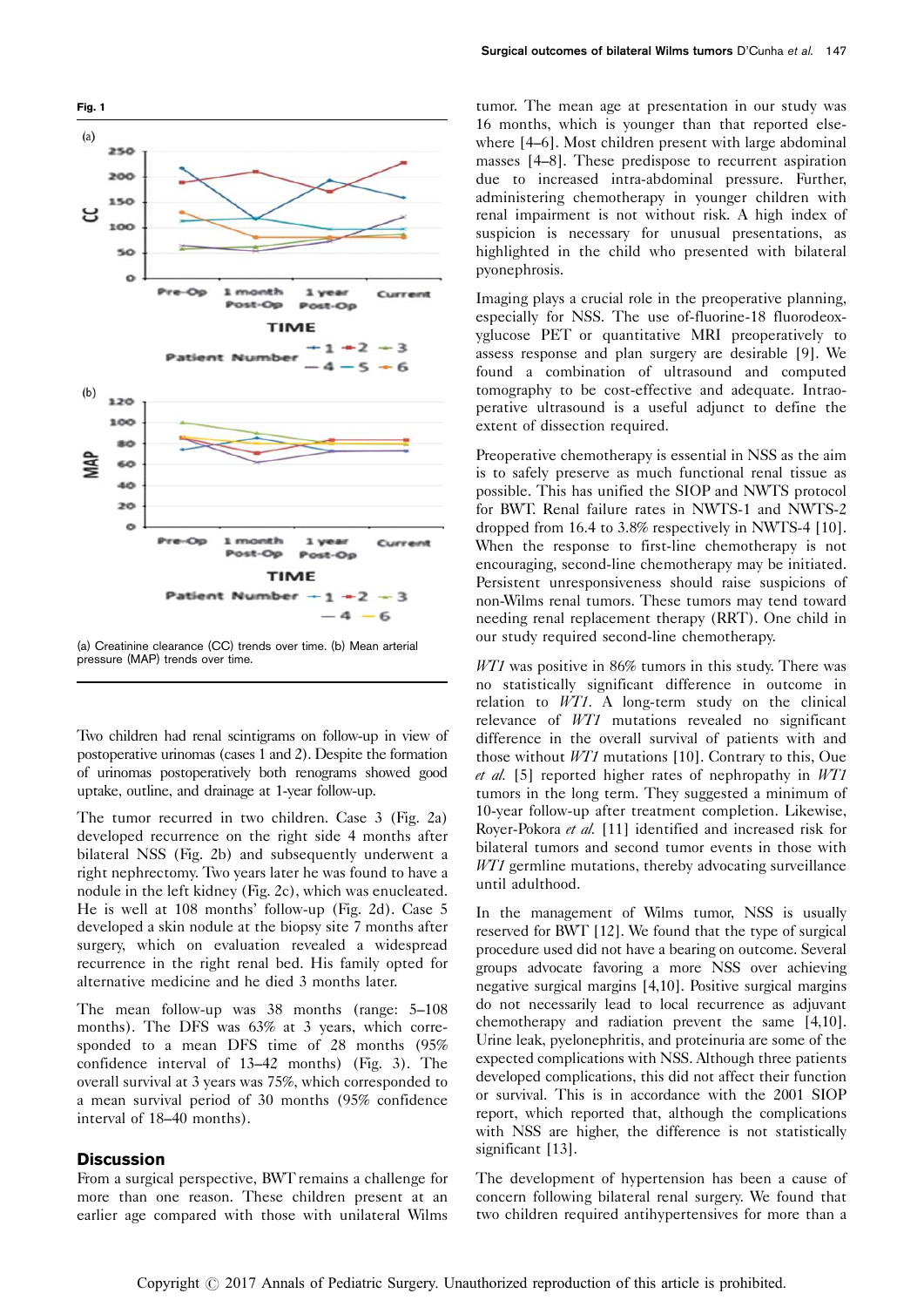Fig. 1

(a) Creatinine clearance (CC) trends over time. (b) Mean arterial pressure (MAP) trends over time.

Two children had renal scintigrams on follow-up in view of postoperative urinomas (cases 1 and 2). Despite the formation of urinomas postoperatively both renograms showed good uptake, outline, and drainage at 1-year follow-up.

The tumor recurred in two children. Case 3 (Fig. 2a) developed recurrence on the right side 4 months after bilateral NSS (Fig. 2b) and subsequently underwent a right nephrectomy. Two years later he was found to have a nodule in the left kidney (Fig. 2c), which was enucleated. He is well at 108 months' follow-up (Fig. 2d). Case 5 developed a skin nodule at the biopsy site 7 months after surgery, which on evaluation revealed a widespread recurrence in the right renal bed. His family opted for alternative medicine and he died 3 months later.

The mean follow-up was 38 months (range: 5–108 months). The DFS was 63% at 3 years, which corresponded to a mean DFS time of 28 months (95% confidence interval of 13–42 months) (Fig. 3). The overall survival at 3 years was 75%, which corresponded to a mean survival period of 30 months (95% confidence interval of 18–40 months).

## Discussion

From a surgical perspective, BWT remains a challenge for more than one reason. These children present at an earlier age compared with those with unilateral Wilms tumor. The mean age at presentation in our study was 16 months, which is younger than that reported elsewhere [4–6]. Most children present with large abdominal masses [4–8]. These predispose to recurrent aspiration due to increased intra-abdominal pressure. Further, administering chemotherapy in younger children with renal impairment is not without risk. A high index of suspicion is necessary for unusual presentations, as highlighted in the child who presented with bilateral pyonephrosis.

Imaging plays a crucial role in the preoperative planning, especially for NSS. The use of-fluorine-18 fluorodeoxyglucose PET or quantitative MRI preoperatively to assess response and plan surgery are desirable [9]. We found a combination of ultrasound and computed tomography to be cost-effective and adequate. Intraoperative ultrasound is a useful adjunct to define the extent of dissection required.

Preoperative chemotherapy is essential in NSS as the aim is to safely preserve as much functional renal tissue as possible. This has unified the SIOP and NWTS protocol for BWT. Renal failure rates in NWTS-1 and NWTS-2 dropped from 16.4 to 3.8% respectively in NWTS-4 [10]. When the response to first-line chemotherapy is not encouraging, second-line chemotherapy may be initiated. Persistent unresponsiveness should raise suspicions of non-Wilms renal tumors. These tumors may tend toward needing renal replacement therapy (RRT). One child in our study required second-line chemotherapy.

*WT1* was positive in 86% tumors in this study. There was no statistically significant difference in outcome in relation to *WT1*. A long-term study on the clinical relevance of *WT1* mutations revealed no significant difference in the overall survival of patients with and those without *WT1* mutations [10]. Contrary to this, Oue *et al.* [5] reported higher rates of nephropathy in *WT1* tumors in the long term. They suggested a minimum of 10-year follow-up after treatment completion. Likewise, Royer-Pokora *et al.* [11] identified and increased risk for bilateral tumors and second tumor events in those with *WT1* germline mutations, thereby advocating surveillance until adulthood.

In the management of Wilms tumor, NSS is usually reserved for BWT [12]. We found that the type of surgical procedure used did not have a bearing on outcome. Several groups advocate favoring a more NSS over achieving negative surgical margins [4,10]. Positive surgical margins do not necessarily lead to local recurrence as adjuvant chemotherapy and radiation prevent the same [4,10]. Urine leak, pyelonephritis, and proteinuria are some of the expected complications with NSS. Although three patients developed complications, this did not affect their function or survival. This is in accordance with the 2001 SIOP report, which reported that, although the complications with NSS are higher, the difference is not statistically significant [13].

The development of hypertension has been a cause of concern following bilateral renal surgery. We found that two children required antihypertensives for more than a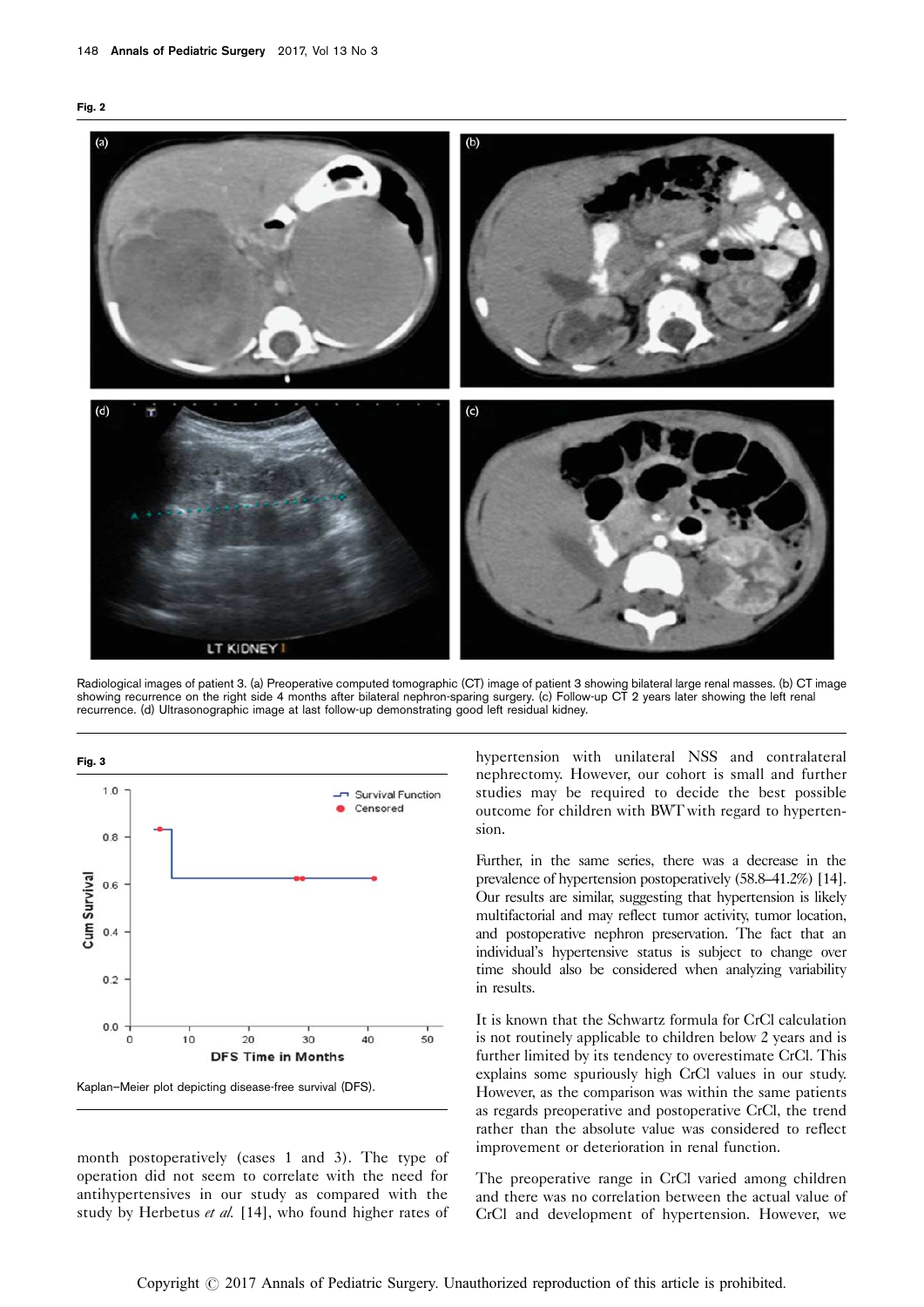**Fig. 2**

Radiological images of patient 3. (a) Preoperative computed tomographic (CT) image of patient 3 showing bilateral large renal masses. (b) CT image showing recurrence on the right side 4 months after bilateral nephron-sparing surgery. (c) Follow-up CT 2 years later showing the left renal recurrence. (d) Ultrasonographic image at last follow-up demonstrating good left residual kidney.

**Fig. 3**

Kaplan–Meier plot depicting disease-free survival (DFS).

month postoperatively (cases 1 and 3). The type of operation did not seem to correlate with the need for antihypertensives in our study as compared with the study by Herbetus *et al.* [14], who found higher rates of hypertension with unilateral NSS and contralateral nephrectomy. However, our cohort is small and further studies may be required to decide the best possible outcome for children with BWT with regard to hypertension.

Further, in the same series, there was a decrease in the prevalence of hypertension postoperatively (58.8–41.2%) [14]. Our results are similar, suggesting that hypertension is likely multifactorial and may reflect tumor activity, tumor location, and postoperative nephron preservation. The fact that an individual's hypertensive status is subject to change over time should also be considered when analyzing variability in results.

It is known that the Schwartz formula for CrCl calculation is not routinely applicable to children below 2 years and is further limited by its tendency to overestimate CrCl. This explains some spuriously high CrCl values in our study. However, as the comparison was within the same patients as regards preoperative and postoperative CrCl, the trend rather than the absolute value was considered to reflect improvement or deterioration in renal function.

The preoperative range in CrCl varied among children and there was no correlation between the actual value of CrCl and development of hypertension. However, we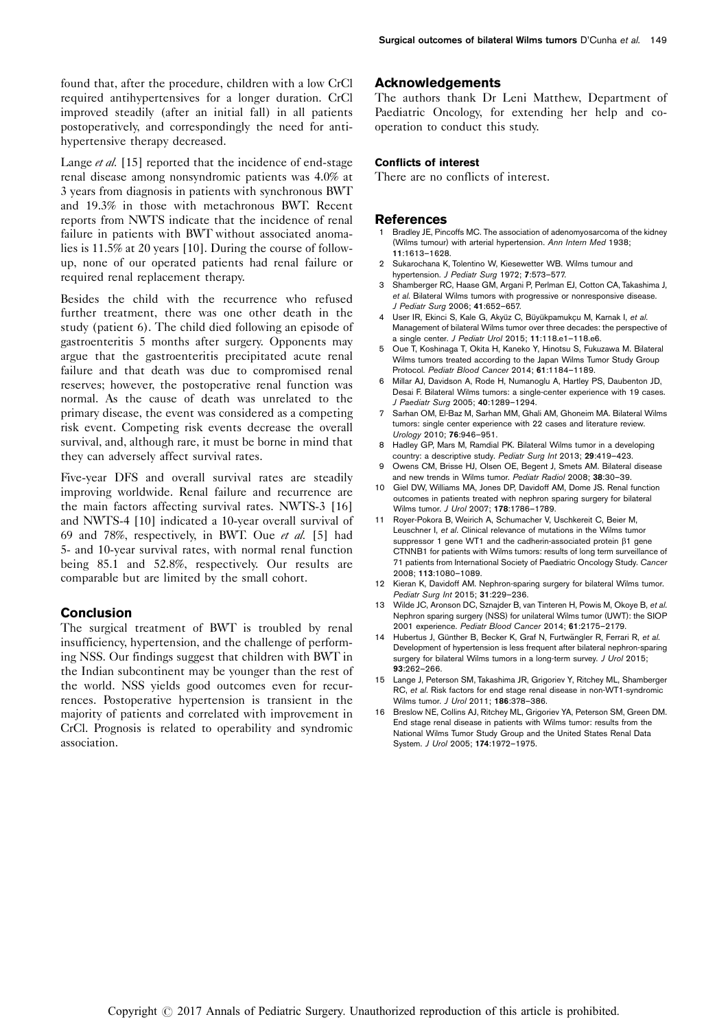found that, after the procedure, children with a low CrCl required antihypertensives for a longer duration. CrCl improved steadily (after an initial fall) in all patients postoperatively, and correspondingly the need for antihypertensive therapy decreased.

Lange *et al.* [15] reported that the incidence of end-stage renal disease among nonsyndromic patients was 4.0% at 3 years from diagnosis in patients with synchronous BWT and 19.3% in those with metachronous BWT. Recent reports from NWTS indicate that the incidence of renal failure in patients with BWT without associated anomalies is 11.5% at 20 years [10]. During the course of follow-up, none of our operated patients had renal failure or required renal replacement therapy.

Besides the child with the recurrence who refused further treatment, there was one other death in the study (patient 6). The child died following an episode of gastroenteritis 5 months after surgery. Opponents may argue that the gastroenteritis precipitated acute renal failure and that death was due to compromised renal reserves; however, the postoperative renal function was normal. As the cause of death was unrelated to the primary disease, the event was considered as a competing risk event. Competing risk events decrease the overall survival, and, although rare, it must be borne in mind that they can adversely affect survival rates.

Five-year DFS and overall survival rates are steadily improving worldwide. Renal failure and recurrence are the main factors affecting survival rates. NWTS-3 [16] and NWTS-4 [10] indicated a 10-year overall survival of 69 and 78%, respectively, in BWT. Oue *et al.* [5] had 5- and 10-year survival rates, with normal renal function being 85.1 and 52.8%, respectively. Our results are comparable but are limited by the small cohort.

## Conclusion

The surgical treatment of BWT is troubled by renal insufficiency, hypertension, and the challenge of performing NSS. Our findings suggest that children with BWT in the Indian subcontinent may be younger than the rest of the world. NSS yields good outcomes even for recurrences. Postoperative hypertension is transient in the majority of patients and correlated with improvement in CrCl. Prognosis is related to operability and syndromic association.

## Acknowledgements

The authors thank Dr Leni Matthew, Department of Paediatric Oncology, for extending her help and cooperation to conduct this study.

### Conflicts of interest

There are no conflicts of interest.

## References

1. Bradley JE, Pincoffs MC. The association of adenomyosarcoma of the kidney (Wilms tumour) with arterial hypertension. Ann Intern Med 1938; **11**:1613–1628.
2. Sukarochana K, Tolentino W, Kiesewetter WB. Wilms tumour and hypertension. J Pediatr Surg 1972; **7**:573–577.
3. Shamberger RC, Haase GM, Argani P, Perlman EJ, Cotton CA, Takashima J, *et al*. Bilateral Wilms tumors with progressive or nonresponsive disease. J Pediatr Surg 2006; **41**:652–657.
4. User IR, Ekinci S, Kale G, Akyüz C, Büyükpamukçu M, Karnak I, *et al*. Management of bilateral Wilms tumor over three decades: the perspective of a single center. J Pediatr Urol 2015; **11**:118.e1–118.e6.
5. Oue T, Koshinaga T, Okita H, Kaneko Y, Hinotsu S, Fukuzawa M. Bilateral Wilms tumors treated according to the Japan Wilms Tumor Study Group Protocol. Pediatr Blood Cancer 2014; **61**:1184–1189.
6. Millar AJ, Davidson A, Rode H, Numanoglu A, Hartley PS, Daubenton JD, Desai F. Bilateral Wilms tumors: a single-center experience with 19 cases. J Paediatr Surg 2005; **40**:1289–1294.
7. Sarhan OM, El-Baz M, Sarhan MM, Ghali AM, Ghoneim MA. Bilateral Wilms tumors: single center experience with 22 cases and literature review. Urology 2010; **76**:946–951.
8. Hadley GP, Mars M, Ramdial PK. Bilateral Wilms tumor in a developing country: a descriptive study. Pediatr Surg Int 2013; **29**:419–423.
9. Owens CM, Brisse HJ, Olsen OE, Begent J, Smets AM. Bilateral disease and new trends in Wilms tumor. Pediatr Radiol 2008; **38**:30–39.
10. Giel DW, Williams MA, Jones DP, Davidoff AM, Dome JS. Renal function outcomes in patients treated with nephron sparing surgery for bilateral Wilms tumor. J Urol 2007; **178**:1786–1789.
11. Royer-Pokora B, Weirich A, Schumacher V, Uschkereit C, Beier M, Leuschner I, *et al*. Clinical relevance of mutations in the Wilms tumor suppressor 1 gene WT1 and the cadherin-associated protein β1 gene CTNNB1 for patients with Wilms tumors: results of long term surveillance of 71 patients from International Society of Paediatric Oncology Study. Cancer 2008; **113**:1080–1089.
12. Kieran K, Davidoff AM. Nephron-sparing surgery for bilateral Wilms tumor. Pediatr Surg Int 2015; **31**:229–236.
13. Wilde JC, Aronson DC, Sznajder B, van Tinteren H, Powis M, Okoye B, *et al*. Nephron sparing surgery (NSS) for unilateral Wilms tumor (UWT): the SIOP 2001 experience. Pediatr Blood Cancer 2014; **61**:2175–2179.
14. Hubertus J, Günther B, Becker K, Graf N, Furtwängler R, Ferrari R, *et al*. Development of hypertension is less frequent after bilateral nephron-sparing surgery for bilateral Wilms tumors in a long-term survey. J Urol 2015; **93**:262–266.
15. Lange J, Peterson SM, Takashima JR, Grigoriev Y, Ritchey ML, Shamberger RC, *et al*. Risk factors for end stage renal disease in non-WT1-syndromic Wilms tumor. J Urol 2011; **186**:378–386.
16. Breslow NE, Collins AJ, Ritchey ML, Grigoriev YA, Peterson SM, Green DM. End stage renal disease in patients with Wilms tumor: results from the National Wilms Tumor Study Group and the United States Renal Data System. J Urol 2005; **174**:1972–1975.